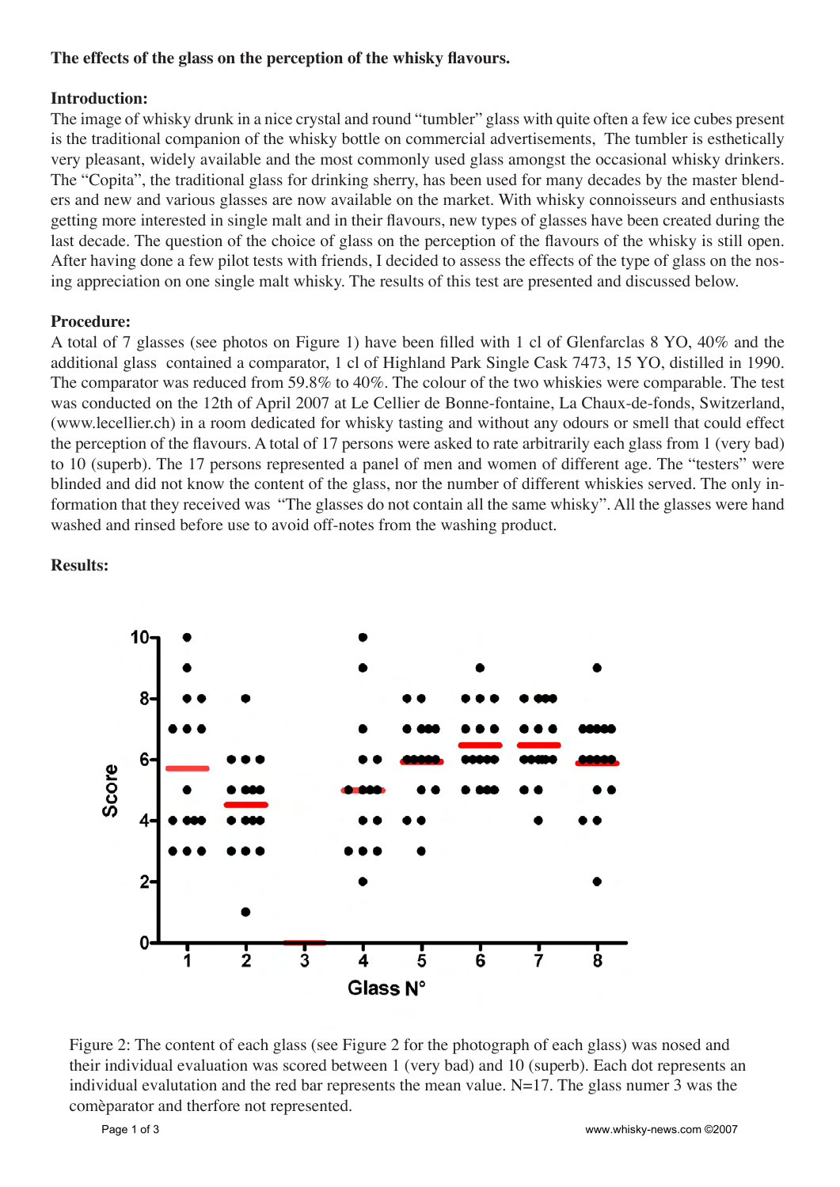**The effects of the glass on the perception of the whisky flavours.**

**Introduction:**

The image of whisky drunk in a nice crystal and round "tumbler" glass with quite often a few ice cubes present is the traditional companion of the whisky bottle on commercial advertisements, The tumbler is esthetically very pleasant, widely available and the most commonly used glass amongst the occasional whisky drinkers. The "Copita", the traditional glass for drinking sherry, has been used for many decades by the master blenders and new and various glasses are now available on the market. With whisky connoisseurs and enthusiasts getting more interested in single malt and in their flavours, new types of glasses have been created during the last decade. The question of the choice of glass on the perception of the flavours of the whisky is still open. After having done a few pilot tests with friends, I decided to assess the effects of the type of glass on the nosing appreciation on one single malt whisky. The results of this test are presented and discussed below.

**Procedure:**

A total of 7 glasses (see photos on Figure 1) have been filled with 1 cl of Glenfarclas 8 YO, 40% and the additional glass contained a comparator, 1 cl of Highland Park Single Cask 7473, 15 YO, distilled in 1990. The comparator was reduced from 59.8% to 40%. The colour of the two whiskies were comparable. The test was conducted on the 12th of April 2007 at Le Cellier de Bonne-fontaine, La Chaux-de-fonds, Switzerland, (www.lecellier.ch) in a room dedicated for whisky tasting and without any odours or smell that could effect the perception of the flavours. A total of 17 persons were asked to rate arbitrarily each glass from 1 (very bad) to 10 (superb). The 17 persons represented a panel of men and women of different age. The "testers" were blinded and did not know the content of the glass, nor the number of different whiskies served. The only information that they received was "The glasses do not contain all the same whisky". All the glasses were hand washed and rinsed before use to avoid off-notes from the washing product.

**Results:**

Figure 2: The content of each glass (see Figure 2 for the photograph of each glass) was nosed and their individual evaluation was scored between 1 (very bad) and 10 (superb). Each dot represents an individual evalutation and the red bar represents the mean value. N=17. The glass numer 3 was the comèparator and therfore not represented.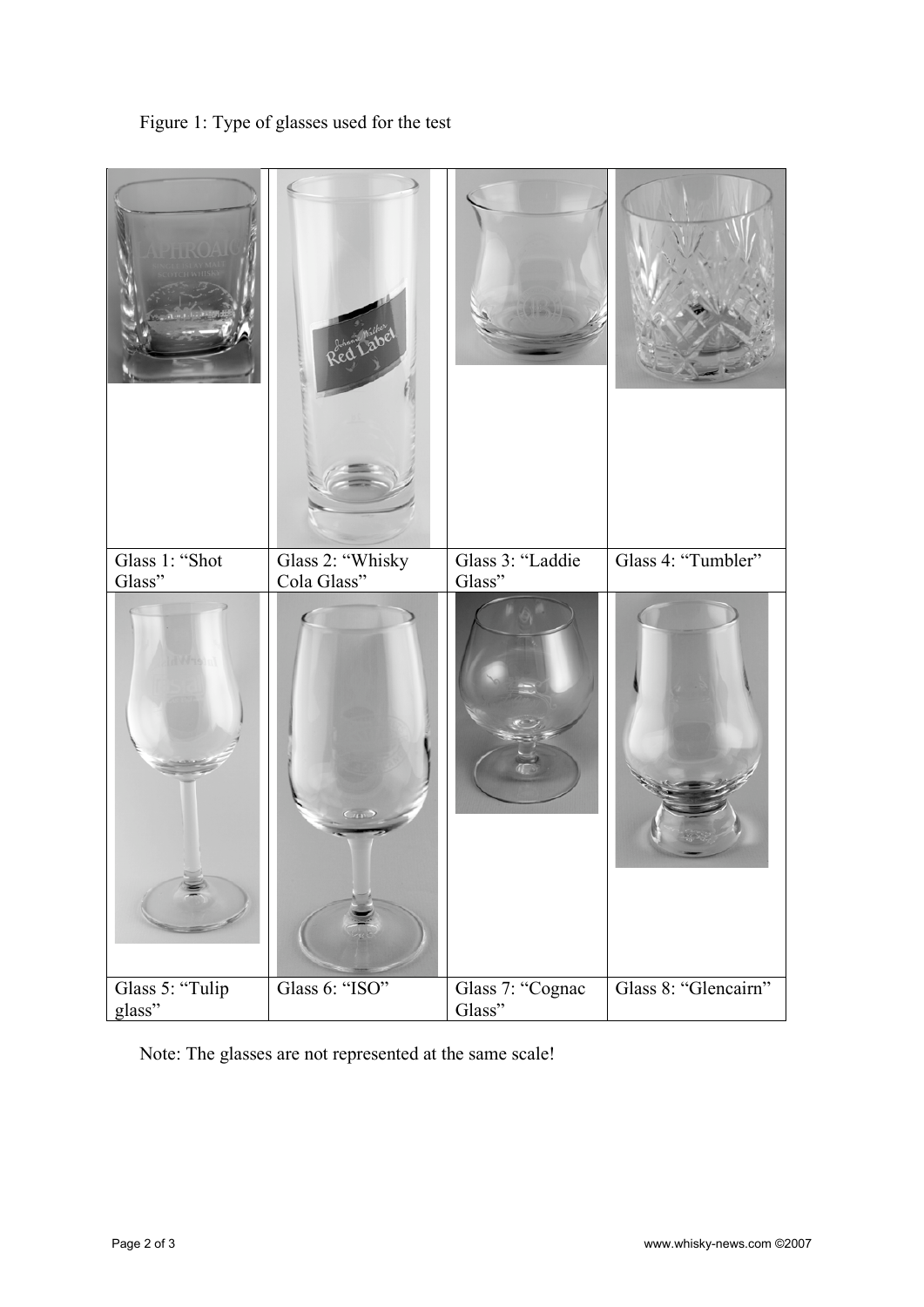Figure 1: Type of glasses used for the test

| Glass 1: "Shot Glass" | Glass 2: "Whisky Cola Glass" | Glass 3: "Laddie Glass" | Glass 4: "Tumbler" |
| --- | --- | --- | --- |
| Glass 5: "Tulip glass" | Glass 6: "ISO" | Glass 7: "Cognac Glass" | Glass 8: "Glencairn" |

Note: The glasses are not represented at the same scale!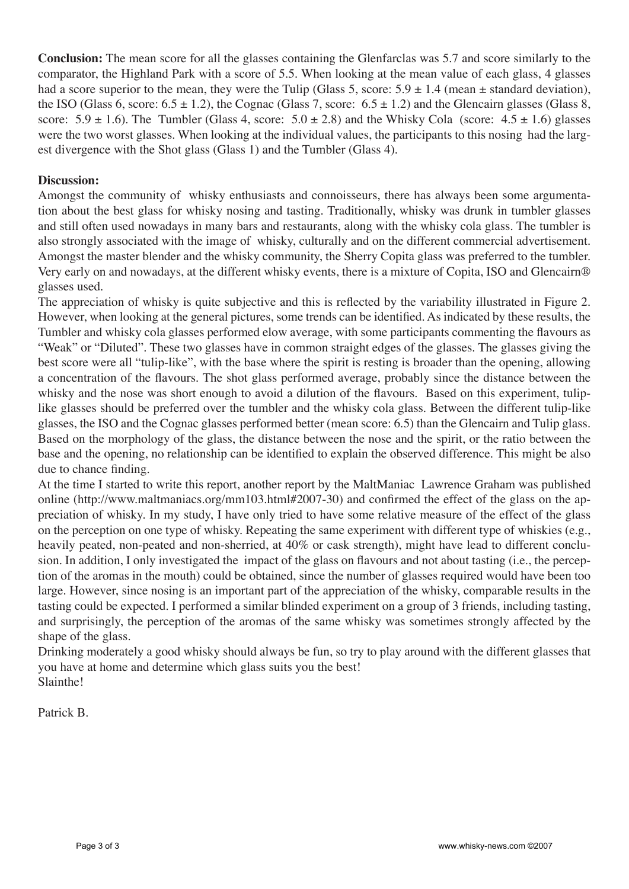**Conclusion:** The mean score for all the glasses containing the Glenfarclas was 5.7 and score similarly to the comparator, the Highland Park with a score of 5.5. When looking at the mean value of each glass, 4 glasses had a score superior to the mean, they were the Tulip (Glass 5, score: 5.9 ± 1.4 (mean ± standard deviation), the ISO (Glass 6, score: 6.5 ± 1.2), the Cognac (Glass 7, score: 6.5 ± 1.2) and the Glencairn glasses (Glass 8, score: 5.9 ± 1.6). The Tumbler (Glass 4, score: 5.0 ± 2.8) and the Whisky Cola (score: 4.5 ± 1.6) glasses were the two worst glasses. When looking at the individual values, the participants to this nosing had the largest divergence with the Shot glass (Glass 1) and the Tumbler (Glass 4).

**Discussion:**

Amongst the community of whisky enthusiasts and connoisseurs, there has always been some argumentation about the best glass for whisky nosing and tasting. Traditionally, whisky was drunk in tumbler glasses and still often used nowadays in many bars and restaurants, along with the whisky cola glass. The tumbler is also strongly associated with the image of whisky, culturally and on the different commercial advertisement. Amongst the master blender and the whisky community, the Sherry Copita glass was preferred to the tumbler. Very early on and nowadays, at the different whisky events, there is a mixture of Copita, ISO and Glencairn® glasses used.

The appreciation of whisky is quite subjective and this is reflected by the variability illustrated in Figure 2. However, when looking at the general pictures, some trends can be identified. As indicated by these results, the Tumbler and whisky cola glasses performed elow average, with some participants commenting the flavours as "Weak" or "Diluted". These two glasses have in common straight edges of the glasses. The glasses giving the best score were all "tulip-like", with the base where the spirit is resting is broader than the opening, allowing a concentration of the flavours. The shot glass performed average, probably since the distance between the whisky and the nose was short enough to avoid a dilution of the flavours. Based on this experiment, tulip-like glasses should be preferred over the tumbler and the whisky cola glass. Between the different tulip-like glasses, the ISO and the Cognac glasses performed better (mean score: 6.5) than the Glencairn and Tulip glass. Based on the morphology of the glass, the distance between the nose and the spirit, or the ratio between the base and the opening, no relationship can be identified to explain the observed difference. This might be also due to chance finding.

At the time I started to write this report, another report by the MaltManiac Lawrence Graham was published online (http://www.maltmaniacs.org/mm103.html#2007-30) and confirmed the effect of the glass on the appreciation of whisky. In my study, I have only tried to have some relative measure of the effect of the glass on the perception on one type of whisky. Repeating the same experiment with different type of whiskies (e.g., heavily peated, non-peated and non-sherried, at 40% or cask strength), might have lead to different conclusion. In addition, I only investigated the impact of the glass on flavours and not about tasting (i.e., the perception of the aromas in the mouth) could be obtained, since the number of glasses required would have been too large. However, since nosing is an important part of the appreciation of the whisky, comparable results in the tasting could be expected. I performed a similar blinded experiment on a group of 3 friends, including tasting, and surprisingly, the perception of the aromas of the same whisky was sometimes strongly affected by the shape of the glass.

Drinking moderately a good whisky should always be fun, so try to play around with the different glasses that you have at home and determine which glass suits you the best!

Slainthe!

Patrick B.